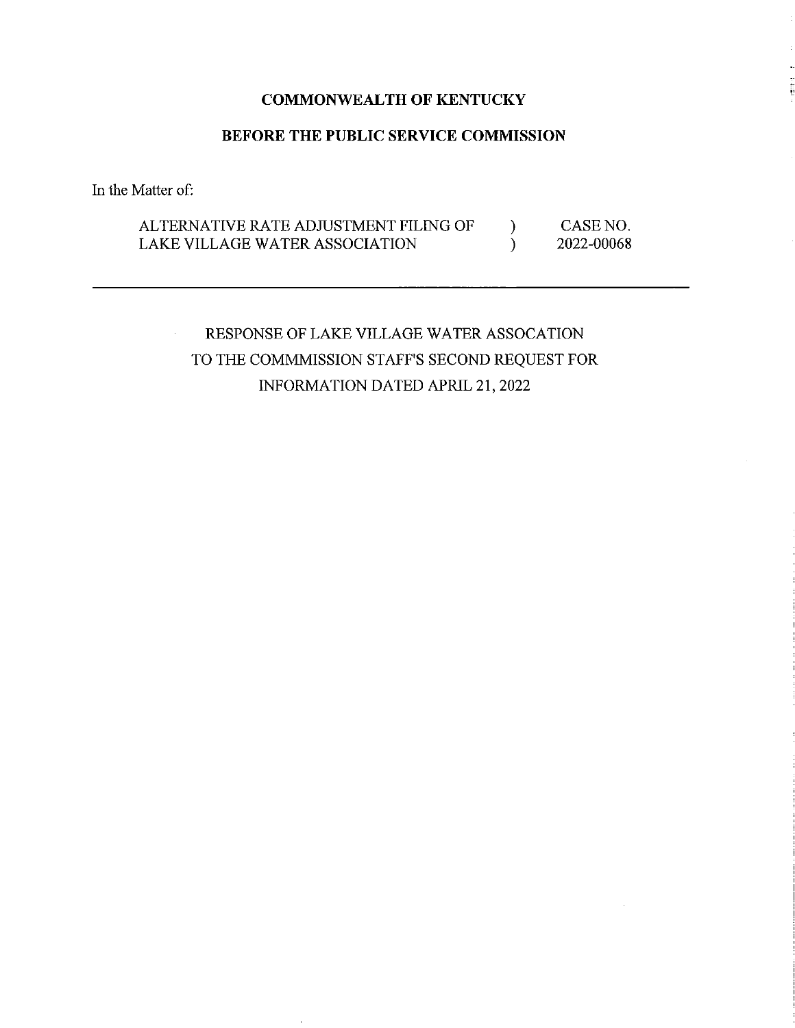**COMMONWEALTH OF KENTUCKY**

**BEFORE THE PUBLIC SERVICE COMMISSION**

In the Matter of:

| | | |
|---|---|---|
| ALTERNATIVE RATE ADJUSTMENT FILING OF | ) | CASE NO. |
| LAKE VILLAGE WATER ASSOCIATION | ) | 2022-00068 |

---

RESPONSE OF LAKE VILLAGE WATER ASSOCATION
TO THE COMMMISSION STAFF'S SECOND REQUEST FOR
INFORMATION DATED APRIL 21, 2022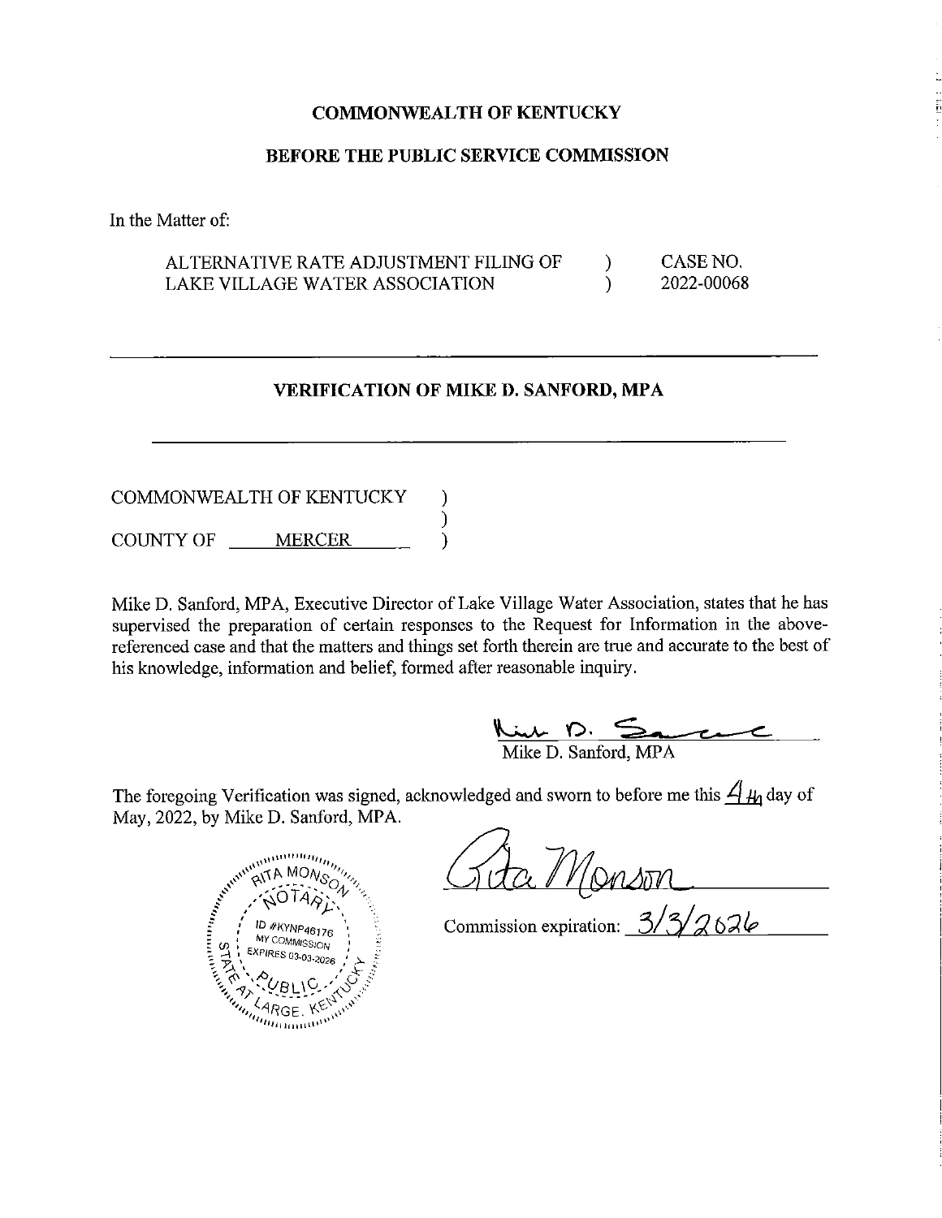**COMMONWEALTH OF KENTUCKY**

**BEFORE THE PUBLIC SERVICE COMMISSION**

In the Matter of:

| | | |
|---|---|---|
| ALTERNATIVE RATE ADJUSTMENT FILING OF | ) | CASE NO. |
| LAKE VILLAGE WATER ASSOCIATION | ) | 2022-00068 |

---

**VERIFICATION OF MIKE D. SANFORD, MPA**

---

COMMONWEALTH OF KENTUCKY )
)
COUNTY OF MERCER )

Mike D. Sanford, MPA, Executive Director of Lake Village Water Association, states that he has supervised the preparation of certain responses to the Request for Information in the above-referenced case and that the matters and things set forth therein are true and accurate to the best of his knowledge, information and belief, formed after reasonable inquiry.

Mike D. Sanford, MPA

The foregoing Verification was signed, acknowledged and sworn to before me this 4th day of May, 2022, by Mike D. Sanford, MPA.

RITA MONSON
NOTARY
ID #KYNP46176
MY COMMISSION EXPIRES 03-03-2026
STATE AT LARGE, KENTUCKY
PUBLIC

Rita Monson

Commission expiration: 3/3/2026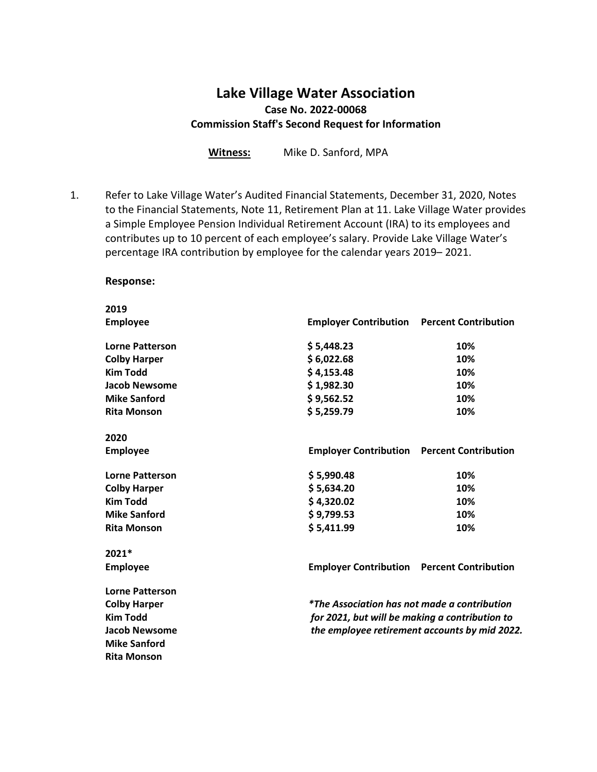# Lake Village Water Association

**Case No. 2022-00068**

**Commission Staff's Second Request for Information**

**Witness:** Mike D. Sanford, MPA

1. Refer to Lake Village Water's Audited Financial Statements, December 31, 2020, Notes to the Financial Statements, Note 11, Retirement Plan at 11. Lake Village Water provides a Simple Employee Pension Individual Retirement Account (IRA) to its employees and contributes up to 10 percent of each employee's salary. Provide Lake Village Water's percentage IRA contribution by employee for the calendar years 2019– 2021.

**Response:**

**2019**

| Employee | Employer Contribution | Percent Contribution |
|---|---|---|
| **Lorne Patterson** | **$ 5,448.23** | **10%** |
| **Colby Harper** | **$ 6,022.68** | **10%** |
| **Kim Todd** | **$ 4,153.48** | **10%** |
| **Jacob Newsome** | **$ 1,982.30** | **10%** |
| **Mike Sanford** | **$ 9,562.52** | **10%** |
| **Rita Monson** | **$ 5,259.79** | **10%** |

**2020**

| Employee | Employer Contribution | Percent Contribution |
|---|---|---|
| **Lorne Patterson** | **$ 5,990.48** | **10%** |
| **Colby Harper** | **$ 5,634.20** | **10%** |
| **Kim Todd** | **$ 4,320.02** | **10%** |
| **Mike Sanford** | **$ 9,799.53** | **10%** |
| **Rita Monson** | **$ 5,411.99** | **10%** |

**2021***

| Employee | Employer Contribution | Percent Contribution |
|---|---|---|
| **Lorne Patterson** | | |
| **Colby Harper** | | |
| **Kim Todd** | | |
| **Jacob Newsome** | | |
| **Mike Sanford** | | |
| **Rita Monson** | | |

***\*The Association has not made a contribution for 2021, but will be making a contribution to the employee retirement accounts by mid 2022.***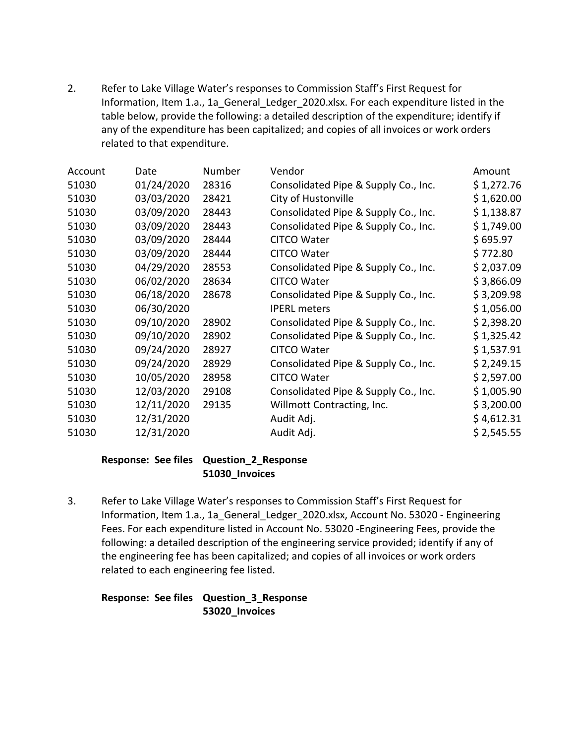2. Refer to Lake Village Water's responses to Commission Staff's First Request for Information, Item 1.a., 1a_General_Ledger_2020.xlsx. For each expenditure listed in the table below, provide the following: a detailed description of the expenditure; identify if any of the expenditure has been capitalized; and copies of all invoices or work orders related to that expenditure.

| Account | Date | Number | Vendor | Amount |
|---|---|---|---|---|
| 51030 | 01/24/2020 | 28316 | Consolidated Pipe & Supply Co., Inc. | $ 1,272.76 |
| 51030 | 03/03/2020 | 28421 | City of Hustonville | $ 1,620.00 |
| 51030 | 03/09/2020 | 28443 | Consolidated Pipe & Supply Co., Inc. | $ 1,138.87 |
| 51030 | 03/09/2020 | 28443 | Consolidated Pipe & Supply Co., Inc. | $ 1,749.00 |
| 51030 | 03/09/2020 | 28444 | CITCO Water | $ 695.97 |
| 51030 | 03/09/2020 | 28444 | CITCO Water | $ 772.80 |
| 51030 | 04/29/2020 | 28553 | Consolidated Pipe & Supply Co., Inc. | $ 2,037.09 |
| 51030 | 06/02/2020 | 28634 | CITCO Water | $ 3,866.09 |
| 51030 | 06/18/2020 | 28678 | Consolidated Pipe & Supply Co., Inc. | $ 3,209.98 |
| 51030 | 06/30/2020 | | IPERL meters | $ 1,056.00 |
| 51030 | 09/10/2020 | 28902 | Consolidated Pipe & Supply Co., Inc. | $ 2,398.20 |
| 51030 | 09/10/2020 | 28902 | Consolidated Pipe & Supply Co., Inc. | $ 1,325.42 |
| 51030 | 09/24/2020 | 28927 | CITCO Water | $ 1,537.91 |
| 51030 | 09/24/2020 | 28929 | Consolidated Pipe & Supply Co., Inc. | $ 2,249.15 |
| 51030 | 10/05/2020 | 28958 | CITCO Water | $ 2,597.00 |
| 51030 | 12/03/2020 | 29108 | Consolidated Pipe & Supply Co., Inc. | $ 1,005.90 |
| 51030 | 12/11/2020 | 29135 | Willmott Contracting, Inc. | $ 3,200.00 |
| 51030 | 12/31/2020 | | Audit Adj. | $ 4,612.31 |
| 51030 | 12/31/2020 | | Audit Adj. | $ 2,545.55 |

**Response: See files Question_2_Response**
**51030_Invoices**

3. Refer to Lake Village Water's responses to Commission Staff's First Request for Information, Item 1.a., 1a_General_Ledger_2020.xlsx, Account No. 53020 - Engineering Fees. For each expenditure listed in Account No. 53020 -Engineering Fees, provide the following: a detailed description of the engineering service provided; identify if any of the engineering fee has been capitalized; and copies of all invoices or work orders related to each engineering fee listed.

**Response: See files Question_3_Response**
**53020_Invoices**